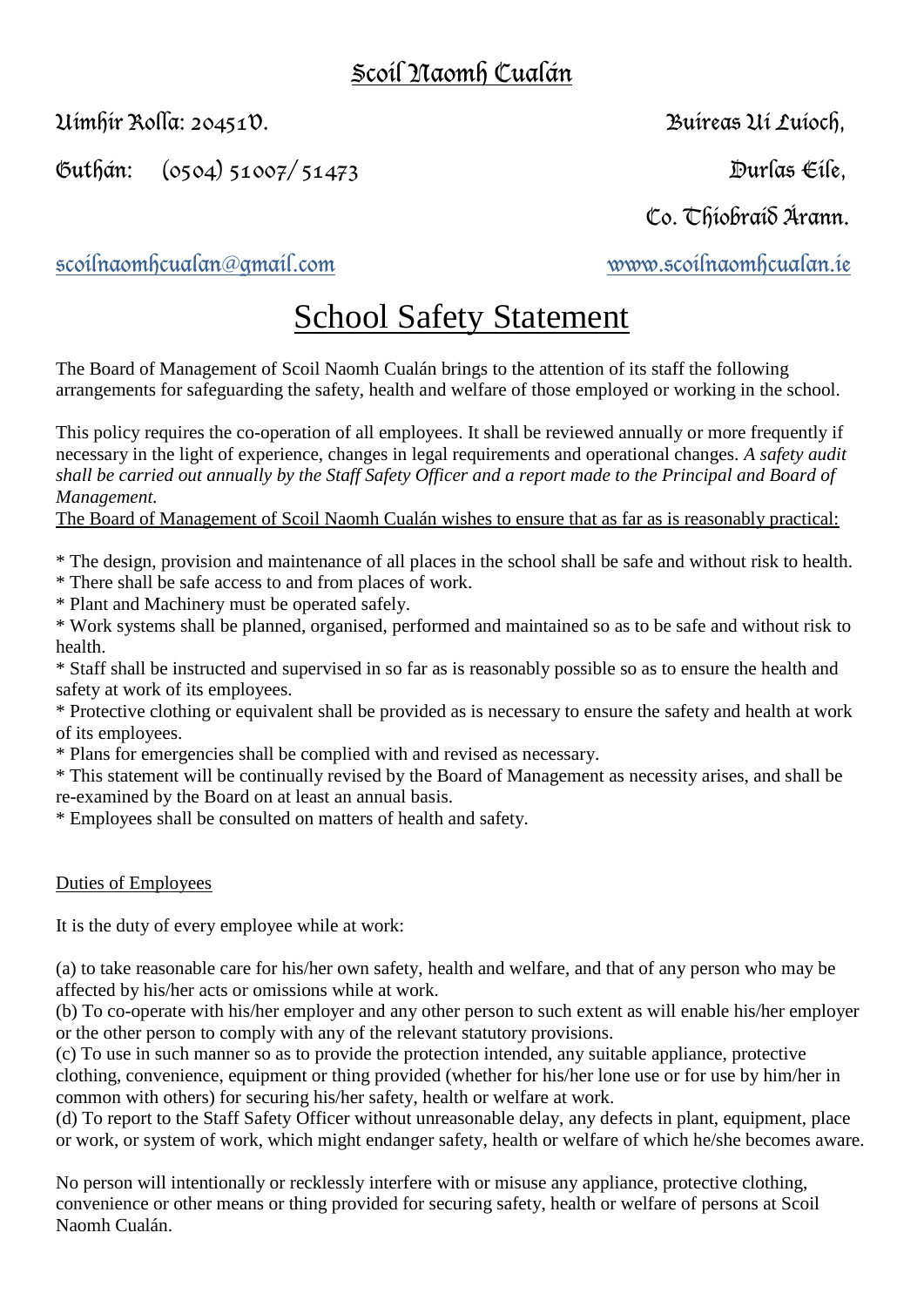# Scoil Naomh Cualán

Uimhir Rolla: 20451V.

Guthán: (0504) 51007/ 51473

Buireas Uí Luíoch,
Durlas Éile,
Co. Thiobraid Árann.

scoilnaomhcualan@gmail.com

www.scoilnaomhcualan.ie

# School Safety Statement

The Board of Management of Scoil Naomh Cualán brings to the attention of its staff the following arrangements for safeguarding the safety, health and welfare of those employed or working in the school.

This policy requires the co-operation of all employees. It shall be reviewed annually or more frequently if necessary in the light of experience, changes in legal requirements and operational changes. *A safety audit shall be carried out annually by the Staff Safety Officer and a report made to the Principal and Board of Management.*

<u>The Board of Management of Scoil Naomh Cualán wishes to ensure that as far as is reasonably practical:</u>

* The design, provision and maintenance of all places in the school shall be safe and without risk to health.
* There shall be safe access to and from places of work.
* Plant and Machinery must be operated safely.
* Work systems shall be planned, organised, performed and maintained so as to be safe and without risk to health.
* Staff shall be instructed and supervised in so far as is reasonably possible so as to ensure the health and safety at work of its employees.
* Protective clothing or equivalent shall be provided as is necessary to ensure the safety and health at work of its employees.
* Plans for emergencies shall be complied with and revised as necessary.
* This statement will be continually revised by the Board of Management as necessity arises, and shall be re-examined by the Board on at least an annual basis.
* Employees shall be consulted on matters of health and safety.

<u>Duties of Employees</u>

It is the duty of every employee while at work:

(a) to take reasonable care for his/her own safety, health and welfare, and that of any person who may be affected by his/her acts or omissions while at work.
(b) To co-operate with his/her employer and any other person to such extent as will enable his/her employer or the other person to comply with any of the relevant statutory provisions.
(c) To use in such manner so as to provide the protection intended, any suitable appliance, protective clothing, convenience, equipment or thing provided (whether for his/her lone use or for use by him/her in common with others) for securing his/her safety, health or welfare at work.
(d) To report to the Staff Safety Officer without unreasonable delay, any defects in plant, equipment, place or work, or system of work, which might endanger safety, health or welfare of which he/she becomes aware.

No person will intentionally or recklessly interfere with or misuse any appliance, protective clothing, convenience or other means or thing provided for securing safety, health or welfare of persons at Scoil Naomh Cualán.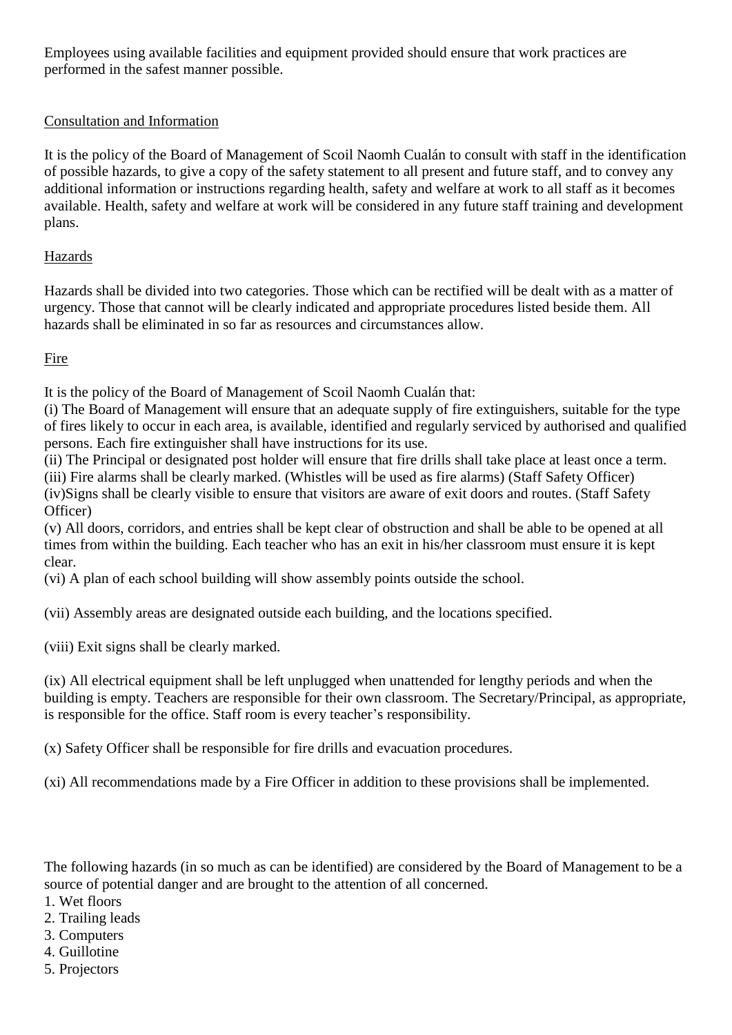Employees using available facilities and equipment provided should ensure that work practices are performed in the safest manner possible.

## Consultation and Information

It is the policy of the Board of Management of Scoil Naomh Cualán to consult with staff in the identification of possible hazards, to give a copy of the safety statement to all present and future staff, and to convey any additional information or instructions regarding health, safety and welfare at work to all staff as it becomes available. Health, safety and welfare at work will be considered in any future staff training and development plans.

## Hazards

Hazards shall be divided into two categories. Those which can be rectified will be dealt with as a matter of urgency. Those that cannot will be clearly indicated and appropriate procedures listed beside them. All hazards shall be eliminated in so far as resources and circumstances allow.

## Fire

It is the policy of the Board of Management of Scoil Naomh Cualán that:

(i) The Board of Management will ensure that an adequate supply of fire extinguishers, suitable for the type of fires likely to occur in each area, is available, identified and regularly serviced by authorised and qualified persons. Each fire extinguisher shall have instructions for its use.

(ii) The Principal or designated post holder will ensure that fire drills shall take place at least once a term.

(iii) Fire alarms shall be clearly marked. (Whistles will be used as fire alarms) (Staff Safety Officer)

(iv)Signs shall be clearly visible to ensure that visitors are aware of exit doors and routes. (Staff Safety Officer)

(v) All doors, corridors, and entries shall be kept clear of obstruction and shall be able to be opened at all times from within the building. Each teacher who has an exit in his/her classroom must ensure it is kept clear.

(vi) A plan of each school building will show assembly points outside the school.

(vii) Assembly areas are designated outside each building, and the locations specified.

(viii) Exit signs shall be clearly marked.

(ix) All electrical equipment shall be left unplugged when unattended for lengthy periods and when the building is empty. Teachers are responsible for their own classroom. The Secretary/Principal, as appropriate, is responsible for the office. Staff room is every teacher's responsibility.

(x) Safety Officer shall be responsible for fire drills and evacuation procedures.

(xi) All recommendations made by a Fire Officer in addition to these provisions shall be implemented.

The following hazards (in so much as can be identified) are considered by the Board of Management to be a source of potential danger and are brought to the attention of all concerned.

1. Wet floors
2. Trailing leads
3. Computers
4. Guillotine
5. Projectors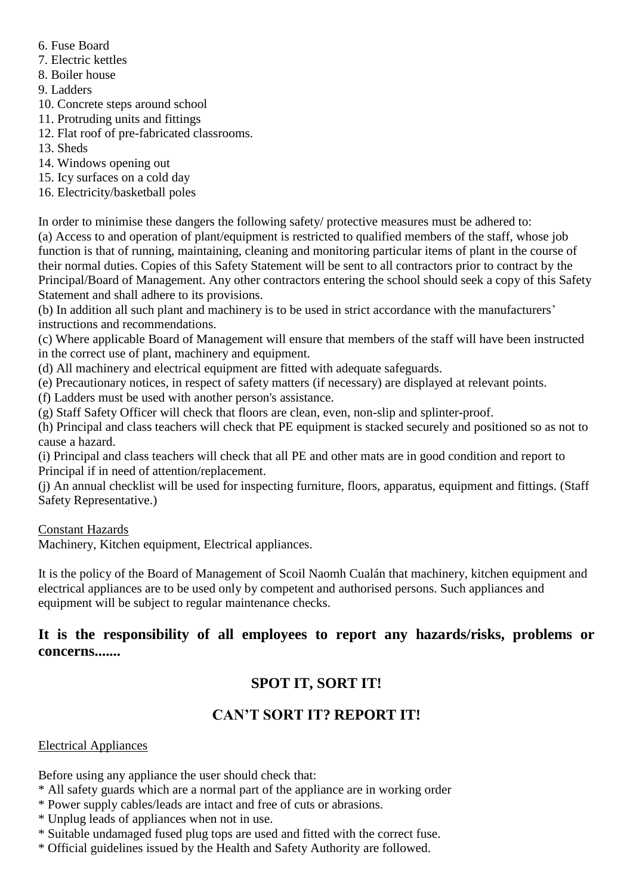6. Fuse Board
7. Electric kettles
8. Boiler house
9. Ladders
10. Concrete steps around school
11. Protruding units and fittings
12. Flat roof of pre-fabricated classrooms.
13. Sheds
14. Windows opening out
15. Icy surfaces on a cold day
16. Electricity/basketball poles

In order to minimise these dangers the following safety/ protective measures must be adhered to:

(a) Access to and operation of plant/equipment is restricted to qualified members of the staff, whose job function is that of running, maintaining, cleaning and monitoring particular items of plant in the course of their normal duties. Copies of this Safety Statement will be sent to all contractors prior to contract by the Principal/Board of Management. Any other contractors entering the school should seek a copy of this Safety Statement and shall adhere to its provisions.

(b) In addition all such plant and machinery is to be used in strict accordance with the manufacturers' instructions and recommendations.

(c) Where applicable Board of Management will ensure that members of the staff will have been instructed in the correct use of plant, machinery and equipment.

(d) All machinery and electrical equipment are fitted with adequate safeguards.

(e) Precautionary notices, in respect of safety matters (if necessary) are displayed at relevant points.

(f) Ladders must be used with another person's assistance.

(g) Staff Safety Officer will check that floors are clean, even, non-slip and splinter-proof.

(h) Principal and class teachers will check that PE equipment is stacked securely and positioned so as not to cause a hazard.

(i) Principal and class teachers will check that all PE and other mats are in good condition and report to Principal if in need of attention/replacement.

(j) An annual checklist will be used for inspecting furniture, floors, apparatus, equipment and fittings. (Staff Safety Representative.)

Constant Hazards

Machinery, Kitchen equipment, Electrical appliances.

It is the policy of the Board of Management of Scoil Naomh Cualán that machinery, kitchen equipment and electrical appliances are to be used only by competent and authorised persons. Such appliances and equipment will be subject to regular maintenance checks.

**It is the responsibility of all employees to report any hazards/risks, problems or concerns.......**

**SPOT IT, SORT IT!**

**CAN'T SORT IT? REPORT IT!**

Electrical Appliances

Before using any appliance the user should check that:

* All safety guards which are a normal part of the appliance are in working order
* Power supply cables/leads are intact and free of cuts or abrasions.
* Unplug leads of appliances when not in use.
* Suitable undamaged fused plug tops are used and fitted with the correct fuse.
* Official guidelines issued by the Health and Safety Authority are followed.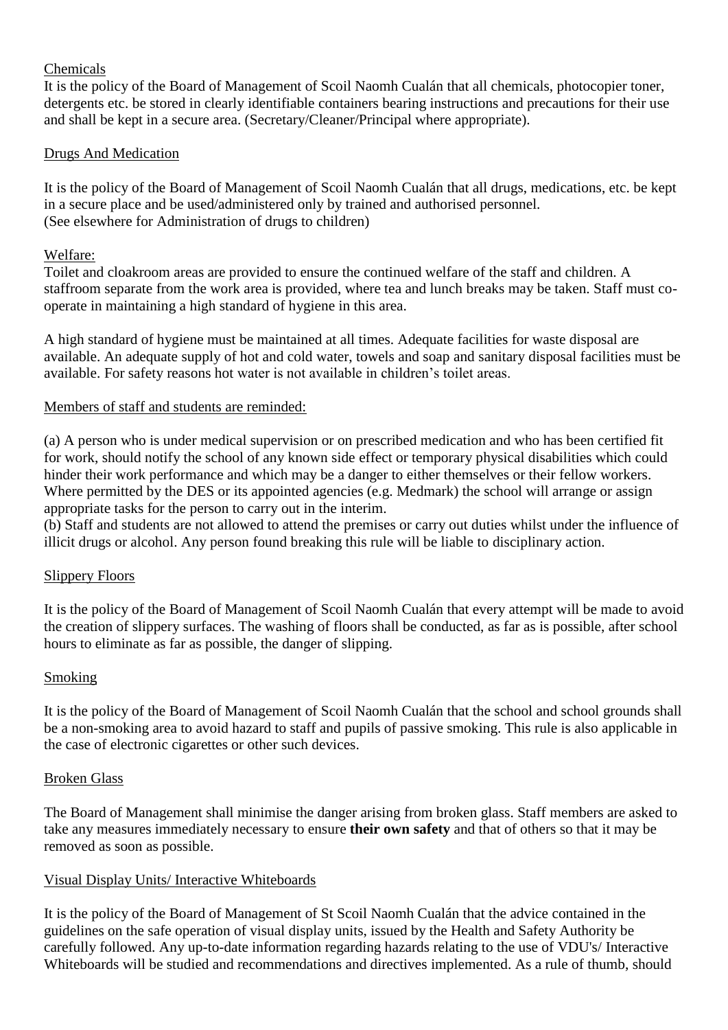<u>Chemicals</u>

It is the policy of the Board of Management of Scoil Naomh Cualán that all chemicals, photocopier toner, detergents etc. be stored in clearly identifiable containers bearing instructions and precautions for their use and shall be kept in a secure area. (Secretary/Cleaner/Principal where appropriate).

<u>Drugs And Medication</u>

It is the policy of the Board of Management of Scoil Naomh Cualán that all drugs, medications, etc. be kept in a secure place and be used/administered only by trained and authorised personnel.
(See elsewhere for Administration of drugs to children)

<u>Welfare:</u>

Toilet and cloakroom areas are provided to ensure the continued welfare of the staff and children. A staffroom separate from the work area is provided, where tea and lunch breaks may be taken. Staff must co-operate in maintaining a high standard of hygiene in this area.

A high standard of hygiene must be maintained at all times. Adequate facilities for waste disposal are available. An adequate supply of hot and cold water, towels and soap and sanitary disposal facilities must be available. For safety reasons hot water is not available in children's toilet areas.

<u>Members of staff and students are reminded:</u>

(a) A person who is under medical supervision or on prescribed medication and who has been certified fit for work, should notify the school of any known side effect or temporary physical disabilities which could hinder their work performance and which may be a danger to either themselves or their fellow workers. Where permitted by the DES or its appointed agencies (e.g. Medmark) the school will arrange or assign appropriate tasks for the person to carry out in the interim.
(b) Staff and students are not allowed to attend the premises or carry out duties whilst under the influence of illicit drugs or alcohol. Any person found breaking this rule will be liable to disciplinary action.

<u>Slippery Floors</u>

It is the policy of the Board of Management of Scoil Naomh Cualán that every attempt will be made to avoid the creation of slippery surfaces. The washing of floors shall be conducted, as far as is possible, after school hours to eliminate as far as possible, the danger of slipping.

<u>Smoking</u>

It is the policy of the Board of Management of Scoil Naomh Cualán that the school and school grounds shall be a non-smoking area to avoid hazard to staff and pupils of passive smoking. This rule is also applicable in the case of electronic cigarettes or other such devices.

<u>Broken Glass</u>

The Board of Management shall minimise the danger arising from broken glass. Staff members are asked to take any measures immediately necessary to ensure **their own safety** and that of others so that it may be removed as soon as possible.

<u>Visual Display Units/ Interactive Whiteboards</u>

It is the policy of the Board of Management of St Scoil Naomh Cualán that the advice contained in the guidelines on the safe operation of visual display units, issued by the Health and Safety Authority be carefully followed. Any up-to-date information regarding hazards relating to the use of VDU's/ Interactive Whiteboards will be studied and recommendations and directives implemented. As a rule of thumb, should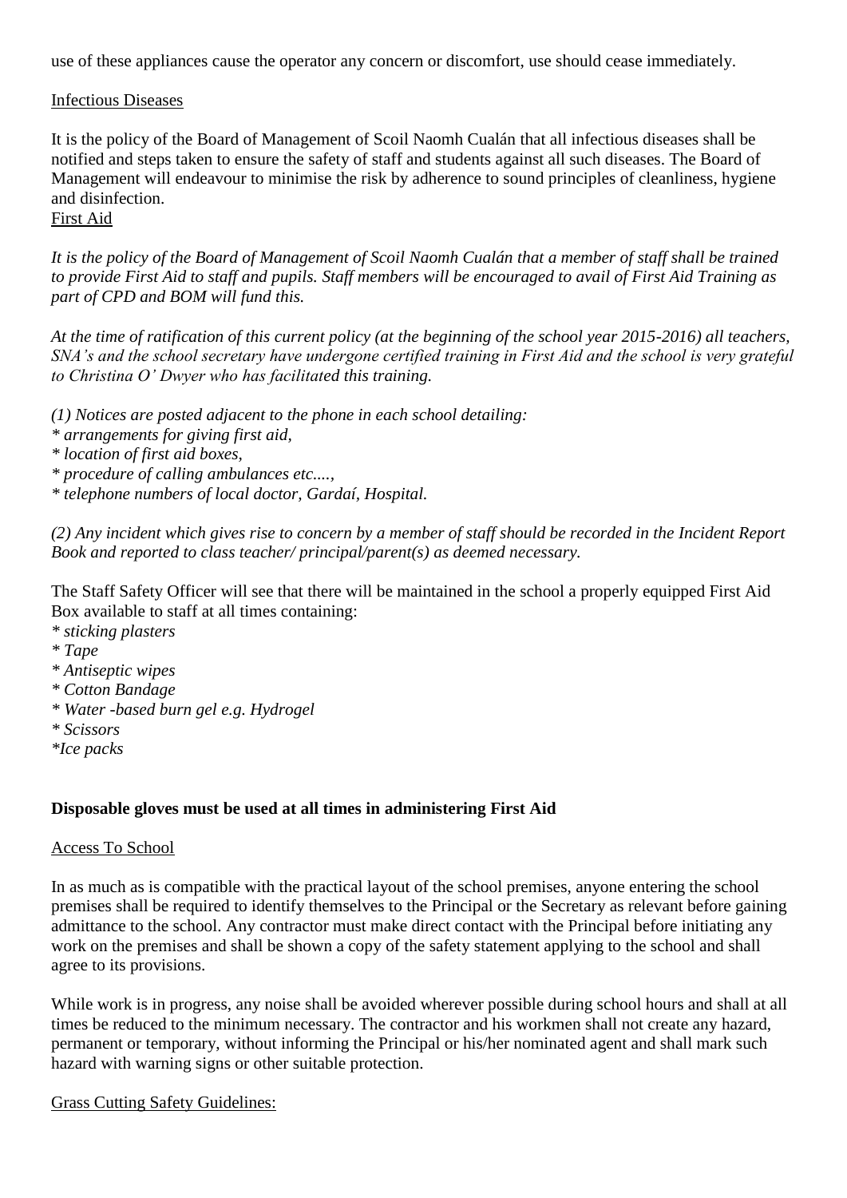use of these appliances cause the operator any concern or discomfort, use should cease immediately.

## Infectious Diseases

It is the policy of the Board of Management of Scoil Naomh Cualán that all infectious diseases shall be notified and steps taken to ensure the safety of staff and students against all such diseases. The Board of Management will endeavour to minimise the risk by adherence to sound principles of cleanliness, hygiene and disinfection.

## First Aid

*It is the policy of the Board of Management of Scoil Naomh Cualán that a member of staff shall be trained to provide First Aid to staff and pupils. Staff members will be encouraged to avail of First Aid Training as part of CPD and BOM will fund this.*

*At the time of ratification of this current policy (at the beginning of the school year 2015-2016) all teachers, SNA's and the school secretary have undergone certified training in First Aid and the school is very grateful to Christina O' Dwyer who has facilitated this training.*

*(1) Notices are posted adjacent to the phone in each school detailing:*
*\* arrangements for giving first aid,*
*\* location of first aid boxes,*
*\* procedure of calling ambulances etc....,*
*\* telephone numbers of local doctor, Gardaí, Hospital.*

*(2) Any incident which gives rise to concern by a member of staff should be recorded in the Incident Report Book and reported to class teacher/ principal/parent(s) as deemed necessary.*

The Staff Safety Officer will see that there will be maintained in the school a properly equipped First Aid Box available to staff at all times containing:
*\* sticking plasters*
*\* Tape*
*\* Antiseptic wipes*
*\* Cotton Bandage*
*\* Water -based burn gel e.g. Hydrogel*
*\* Scissors*
*\*Ice packs*

**Disposable gloves must be used at all times in administering First Aid**

## Access To School

In as much as is compatible with the practical layout of the school premises, anyone entering the school premises shall be required to identify themselves to the Principal or the Secretary as relevant before gaining admittance to the school. Any contractor must make direct contact with the Principal before initiating any work on the premises and shall be shown a copy of the safety statement applying to the school and shall agree to its provisions.

While work is in progress, any noise shall be avoided wherever possible during school hours and shall at all times be reduced to the minimum necessary. The contractor and his workmen shall not create any hazard, permanent or temporary, without informing the Principal or his/her nominated agent and shall mark such hazard with warning signs or other suitable protection.

## Grass Cutting Safety Guidelines: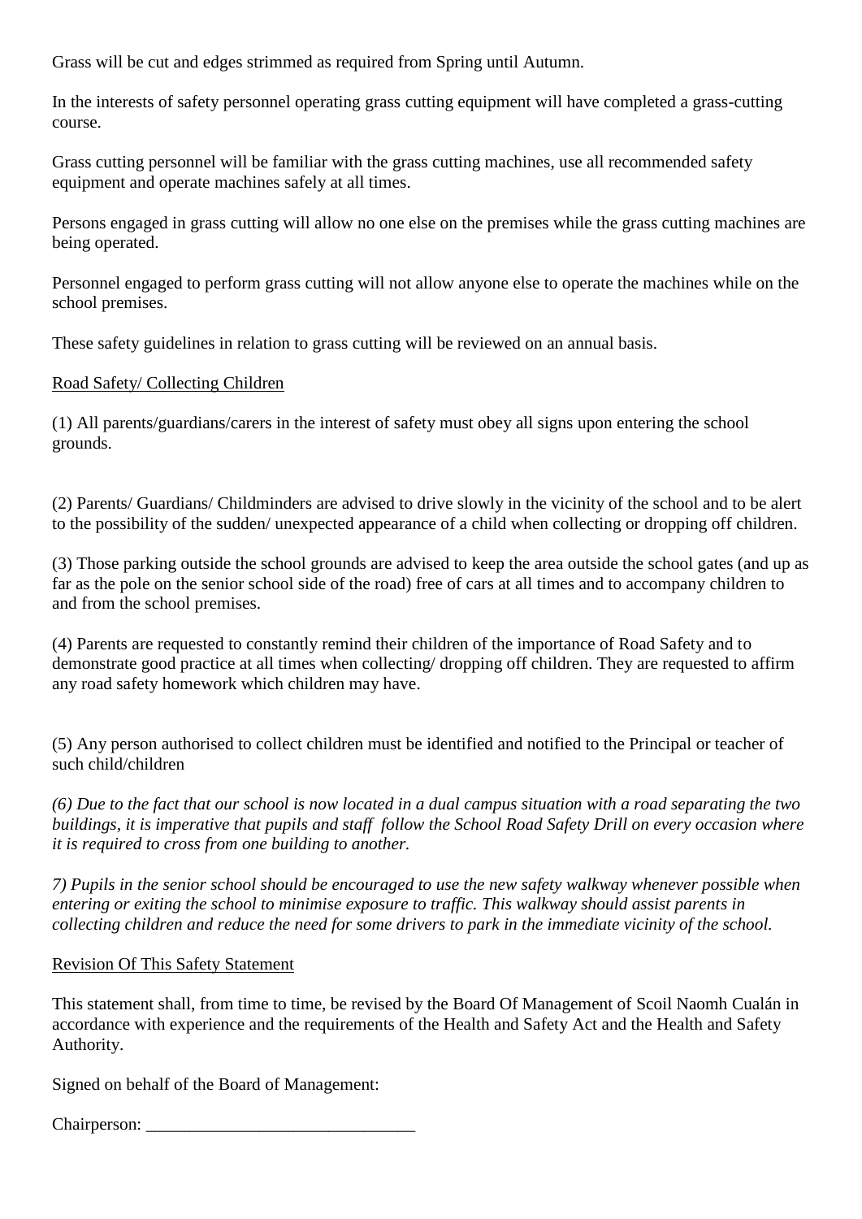Grass will be cut and edges strimmed as required from Spring until Autumn.

In the interests of safety personnel operating grass cutting equipment will have completed a grass-cutting course.

Grass cutting personnel will be familiar with the grass cutting machines, use all recommended safety equipment and operate machines safely at all times.

Persons engaged in grass cutting will allow no one else on the premises while the grass cutting machines are being operated.

Personnel engaged to perform grass cutting will not allow anyone else to operate the machines while on the school premises.

These safety guidelines in relation to grass cutting will be reviewed on an annual basis.

<u>Road Safety/ Collecting Children</u>

(1) All parents/guardians/carers in the interest of safety must obey all signs upon entering the school grounds.

(2) Parents/ Guardians/ Childminders are advised to drive slowly in the vicinity of the school and to be alert to the possibility of the sudden/ unexpected appearance of a child when collecting or dropping off children.

(3) Those parking outside the school grounds are advised to keep the area outside the school gates (and up as far as the pole on the senior school side of the road) free of cars at all times and to accompany children to and from the school premises.

(4) Parents are requested to constantly remind their children of the importance of Road Safety and to demonstrate good practice at all times when collecting/ dropping off children. They are requested to affirm any road safety homework which children may have.

(5) Any person authorised to collect children must be identified and notified to the Principal or teacher of such child/children

*(6) Due to the fact that our school is now located in a dual campus situation with a road separating the two buildings, it is imperative that pupils and staff follow the School Road Safety Drill on every occasion where it is required to cross from one building to another.*

*7) Pupils in the senior school should be encouraged to use the new safety walkway whenever possible when entering or exiting the school to minimise exposure to traffic. This walkway should assist parents in collecting children and reduce the need for some drivers to park in the immediate vicinity of the school.*

<u>Revision Of This Safety Statement</u>

This statement shall, from time to time, be revised by the Board Of Management of Scoil Naomh Cualán in accordance with experience and the requirements of the Health and Safety Act and the Health and Safety Authority.

Signed on behalf of the Board of Management:

Chairperson: _______________________________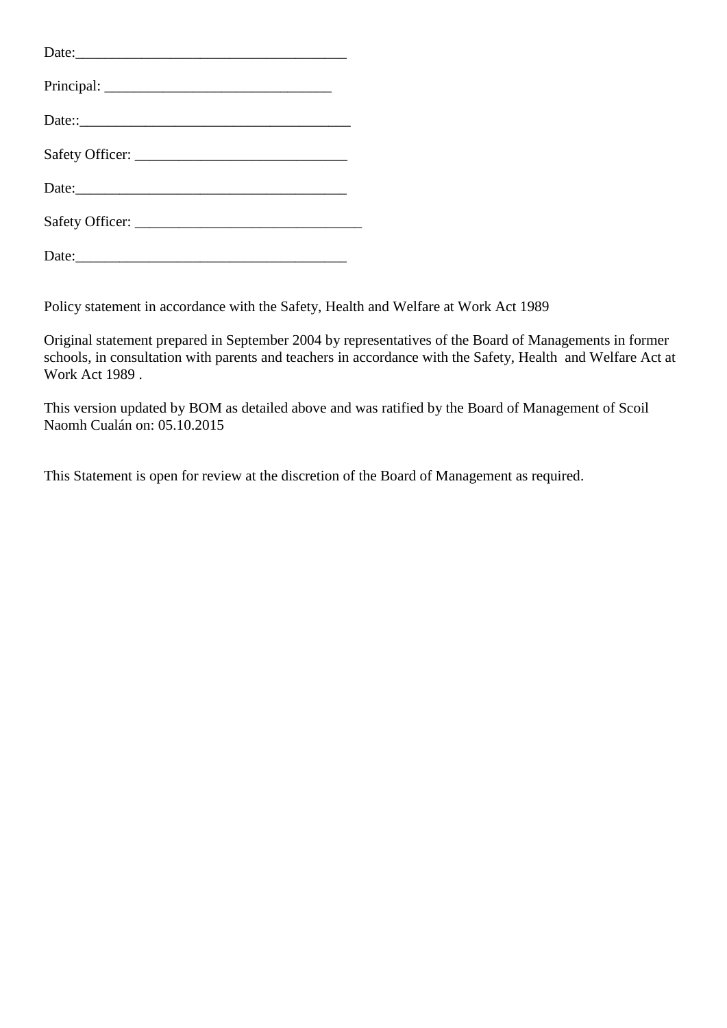Date:_____________________________________

Principal: ______________________________

Date::_____________________________________

Safety Officer: ____________________________

Date:_____________________________________

Safety Officer: ______________________________

Date:_____________________________________

Policy statement in accordance with the Safety, Health and Welfare at Work Act 1989

Original statement prepared in September 2004 by representatives of the Board of Managements in former schools, in consultation with parents and teachers in accordance with the Safety, Health and Welfare Act at Work Act 1989 .

This version updated by BOM as detailed above and was ratified by the Board of Management of Scoil Naomh Cualán on: 05.10.2015

This Statement is open for review at the discretion of the Board of Management as required.